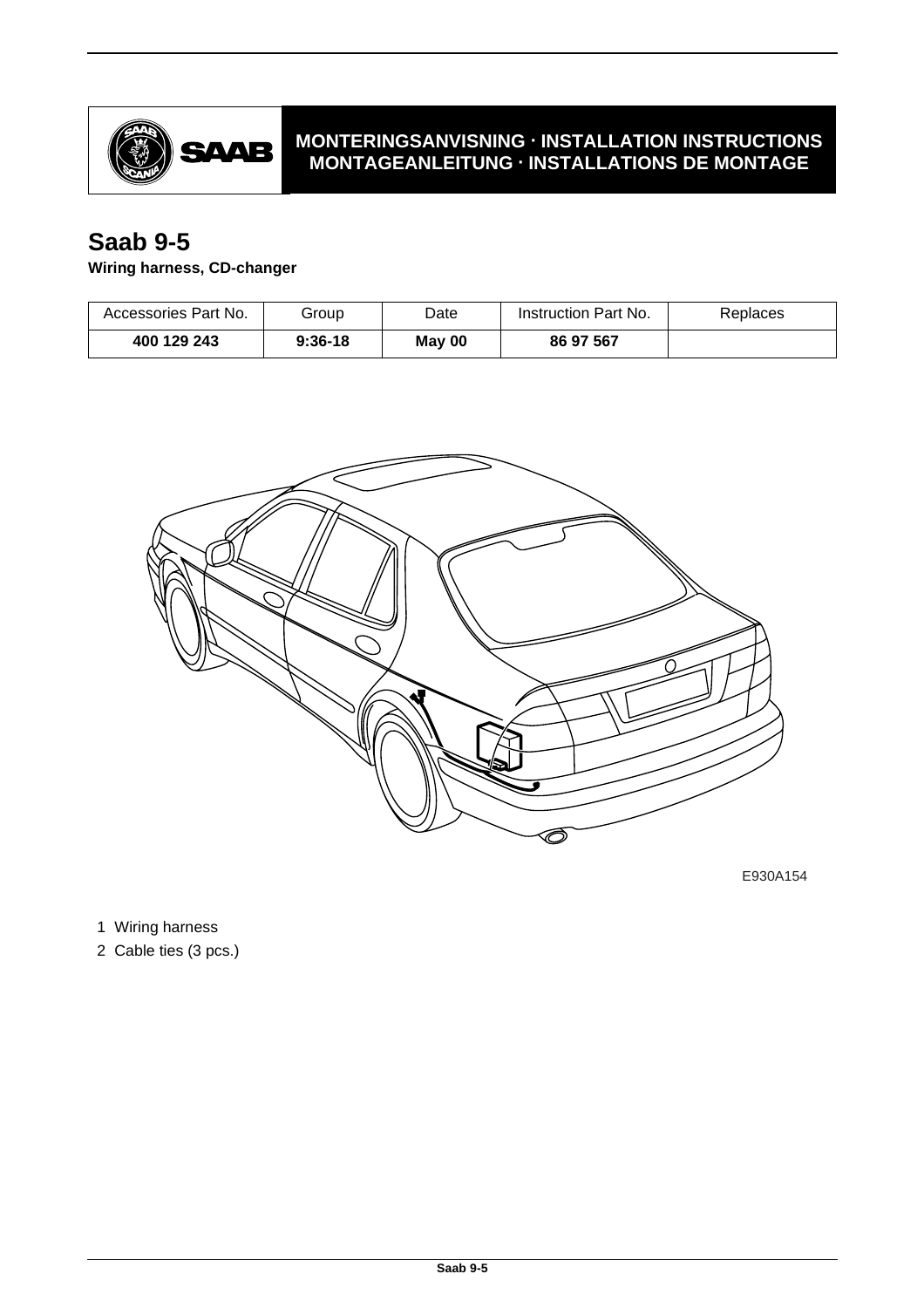**MONTERINGSANVISNING · INSTALLATION INSTRUCTIONS**
**MONTAGEANLEITUNG · INSTALLATIONS DE MONTAGE**

# Saab 9-5

**Wiring harness, CD-changer**

| Accessories Part No. | Group | Date | Instruction Part No. | Replaces |
|---|---|---|---|---|
| **400 129 243** | **9:36-18** | **May 00** | **86 97 567** | |

E930A154

1 Wiring harness

2 Cable ties (3 pcs.)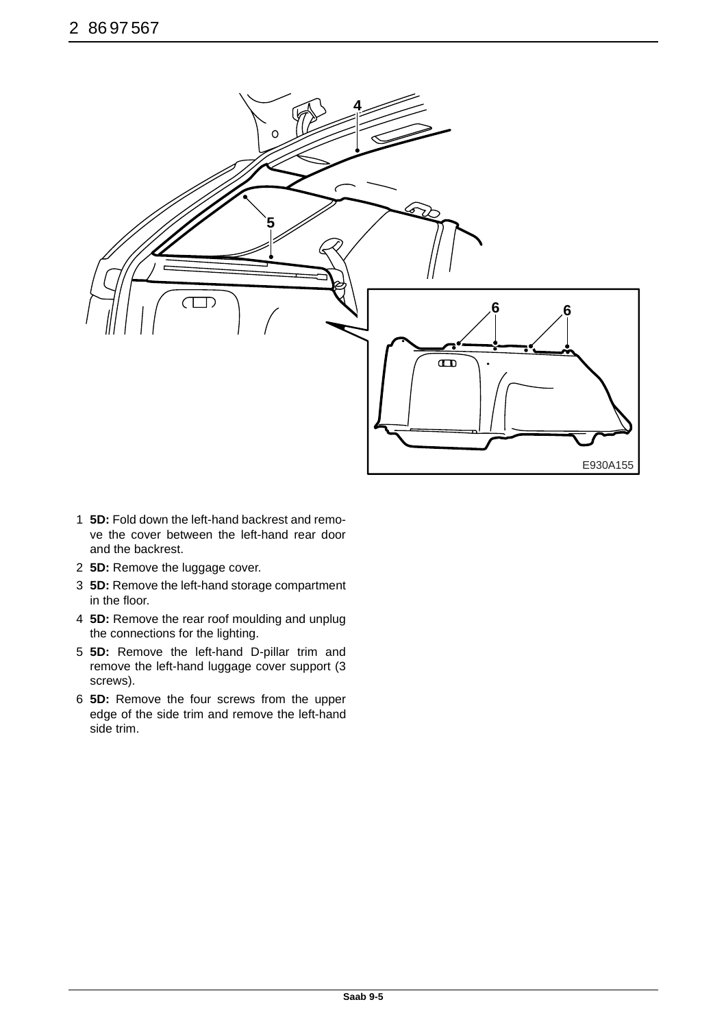1 **5D:** Fold down the left-hand backrest and remove the cover between the left-hand rear door and the backrest.

2 **5D:** Remove the luggage cover.

3 **5D:** Remove the left-hand storage compartment in the floor.

4 **5D:** Remove the rear roof moulding and unplug the connections for the lighting.

5 **5D:** Remove the left-hand D-pillar trim and remove the left-hand luggage cover support (3 screws).

6 **5D:** Remove the four screws from the upper edge of the side trim and remove the left-hand side trim.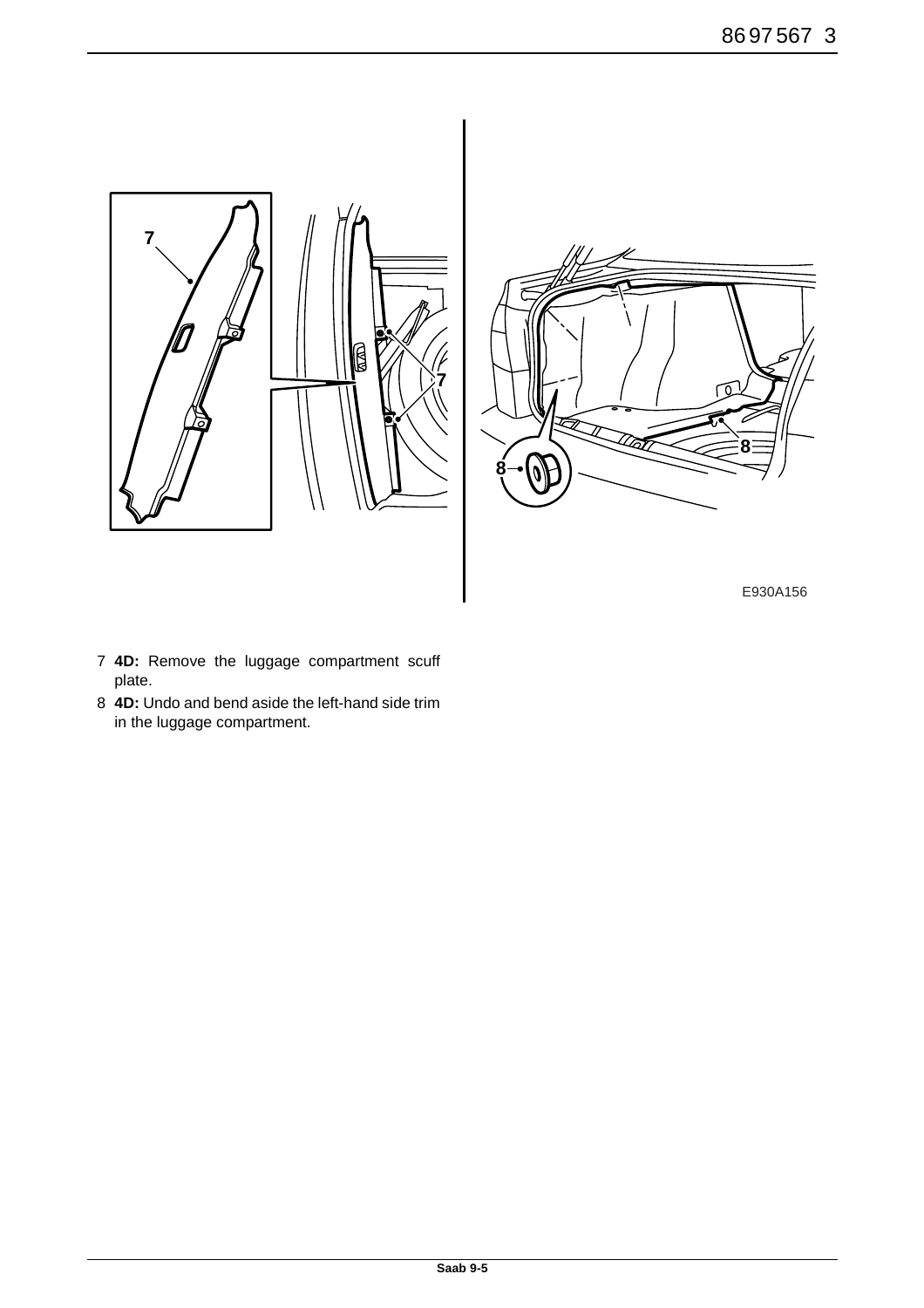E930A156

7 **4D:** Remove the luggage compartment scuff plate.

8 **4D:** Undo and bend aside the left-hand side trim in the luggage compartment.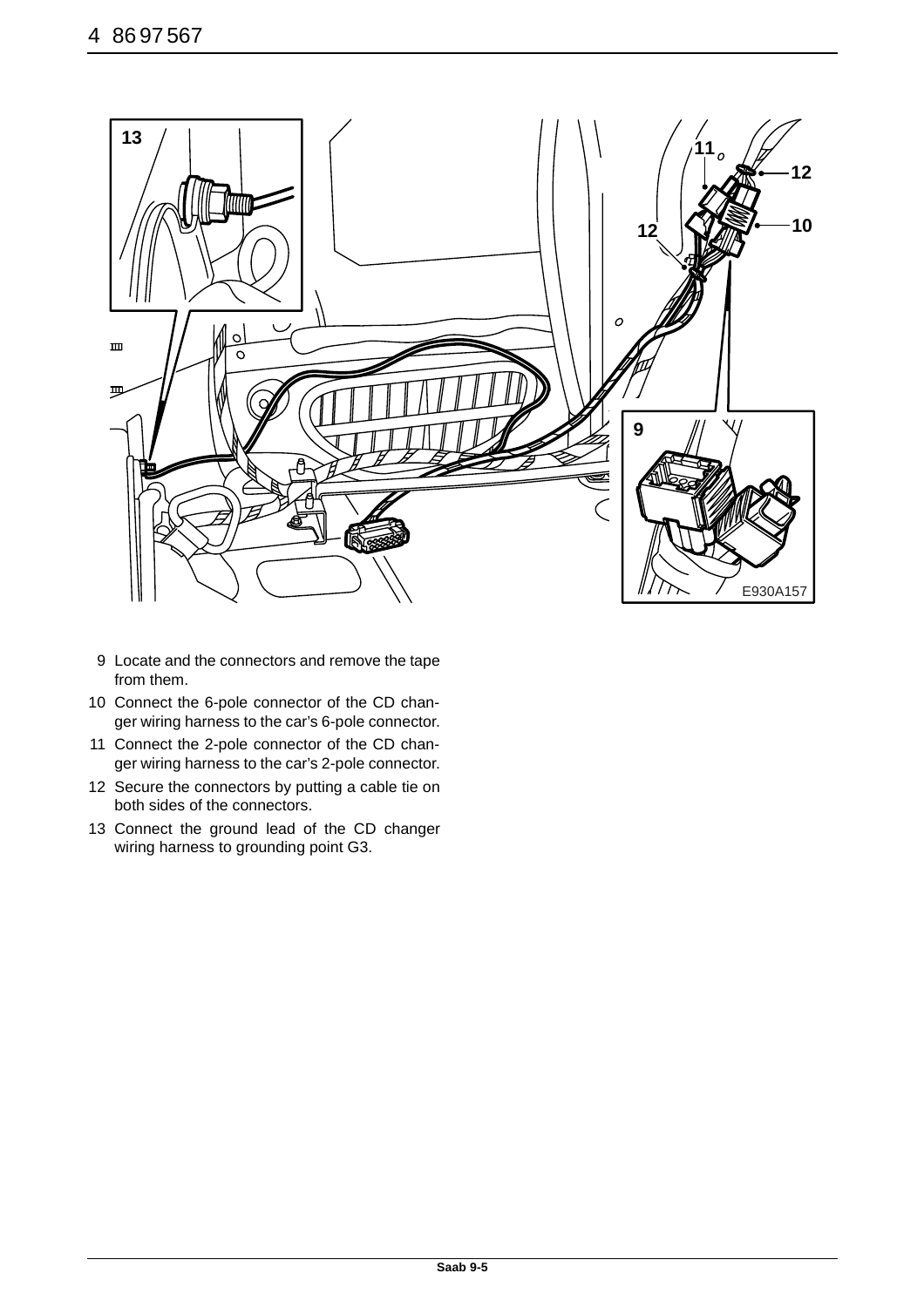9 Locate and the connectors and remove the tape from them.
10 Connect the 6-pole connector of the CD changer wiring harness to the car's 6-pole connector.
11 Connect the 2-pole connector of the CD changer wiring harness to the car's 2-pole connector.
12 Secure the connectors by putting a cable tie on both sides of the connectors.
13 Connect the ground lead of the CD changer wiring harness to grounding point G3.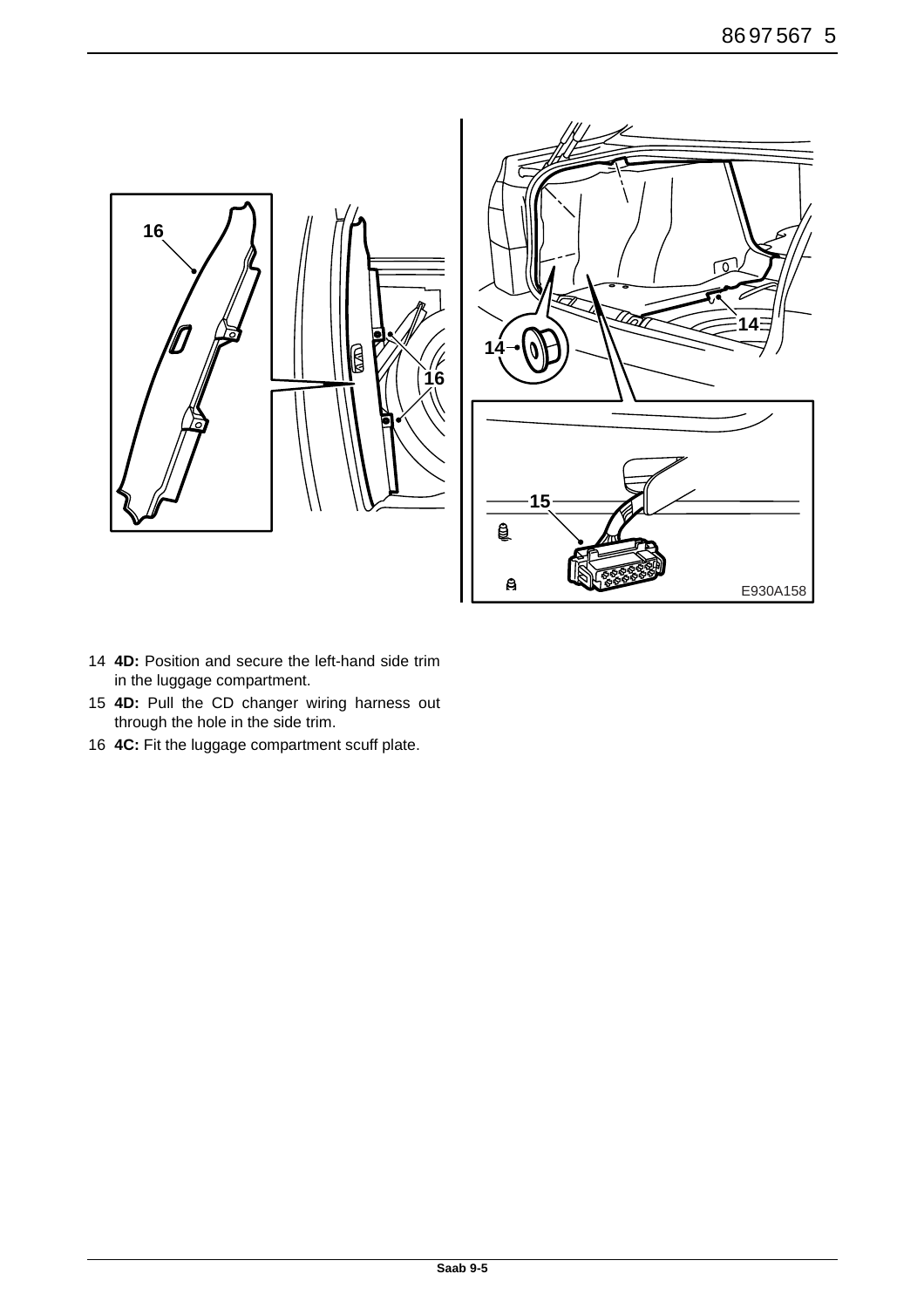14 **4D:** Position and secure the left-hand side trim in the luggage compartment.

15 **4D:** Pull the CD changer wiring harness out through the hole in the side trim.

16 **4C:** Fit the luggage compartment scuff plate.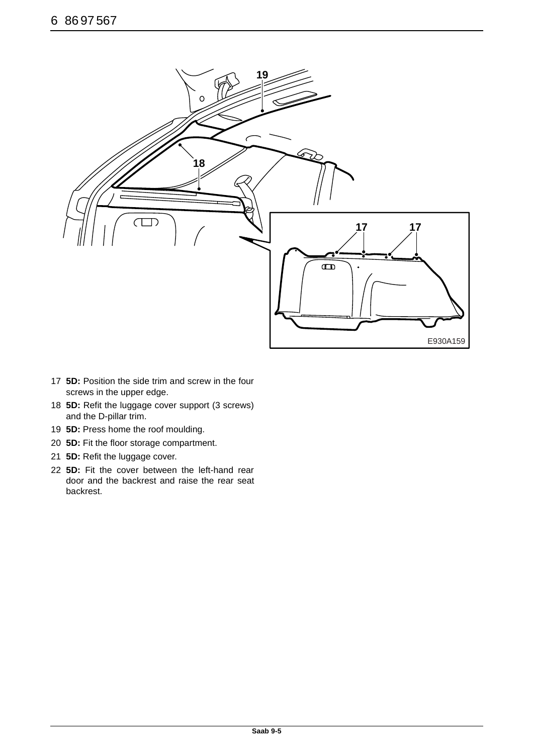17 **5D:** Position the side trim and screw in the four screws in the upper edge.

18 **5D:** Refit the luggage cover support (3 screws) and the D-pillar trim.

19 **5D:** Press home the roof moulding.

20 **5D:** Fit the floor storage compartment.

21 **5D:** Refit the luggage cover.

22 **5D:** Fit the cover between the left-hand rear door and the backrest and raise the rear seat backrest.